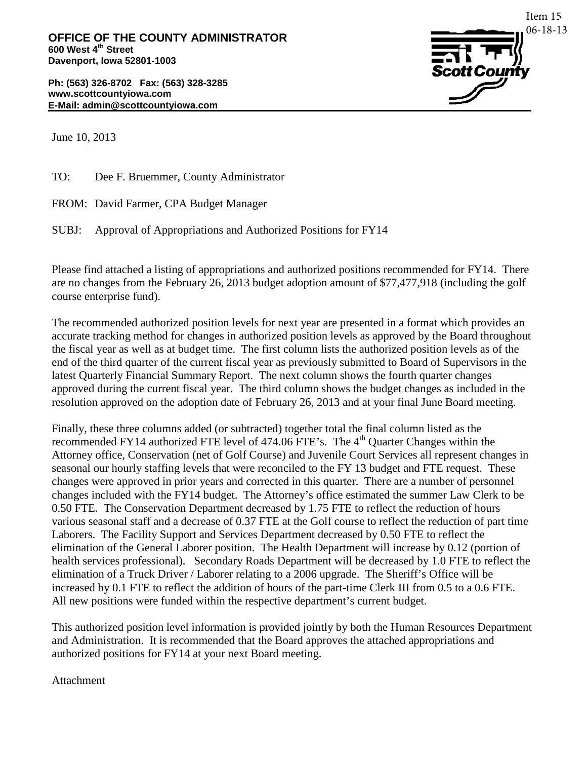Item 15
06-18-13

**OFFICE OF THE COUNTY ADMINISTRATOR**
**600 West 4th Street**
**Davenport, Iowa 52801-1003**

**Ph: (563) 326-8702 Fax: (563) 328-3285**
**www.scottcountyiowa.com**
**E-Mail: admin@scottcountyiowa.com**

Scott County

June 10, 2013

TO: Dee F. Bruemmer, County Administrator

FROM: David Farmer, CPA Budget Manager

SUBJ: Approval of Appropriations and Authorized Positions for FY14

Please find attached a listing of appropriations and authorized positions recommended for FY14. There are no changes from the February 26, 2013 budget adoption amount of $77,477,918 (including the golf course enterprise fund).

The recommended authorized position levels for next year are presented in a format which provides an accurate tracking method for changes in authorized position levels as approved by the Board throughout the fiscal year as well as at budget time. The first column lists the authorized position levels as of the end of the third quarter of the current fiscal year as previously submitted to Board of Supervisors in the latest Quarterly Financial Summary Report. The next column shows the fourth quarter changes approved during the current fiscal year. The third column shows the budget changes as included in the resolution approved on the adoption date of February 26, 2013 and at your final June Board meeting.

Finally, these three columns added (or subtracted) together total the final column listed as the recommended FY14 authorized FTE level of 474.06 FTE's. The 4th Quarter Changes within the Attorney office, Conservation (net of Golf Course) and Juvenile Court Services all represent changes in seasonal our hourly staffing levels that were reconciled to the FY 13 budget and FTE request. These changes were approved in prior years and corrected in this quarter. There are a number of personnel changes included with the FY14 budget. The Attorney's office estimated the summer Law Clerk to be 0.50 FTE. The Conservation Department decreased by 1.75 FTE to reflect the reduction of hours various seasonal staff and a decrease of 0.37 FTE at the Golf course to reflect the reduction of part time Laborers. The Facility Support and Services Department decreased by 0.50 FTE to reflect the elimination of the General Laborer position. The Health Department will increase by 0.12 (portion of health services professional). Secondary Roads Department will be decreased by 1.0 FTE to reflect the elimination of a Truck Driver / Laborer relating to a 2006 upgrade. The Sheriff's Office will be increased by 0.1 FTE to reflect the addition of hours of the part-time Clerk III from 0.5 to a 0.6 FTE. All new positions were funded within the respective department's current budget.

This authorized position level information is provided jointly by both the Human Resources Department and Administration. It is recommended that the Board approves the attached appropriations and authorized positions for FY14 at your next Board meeting.

Attachment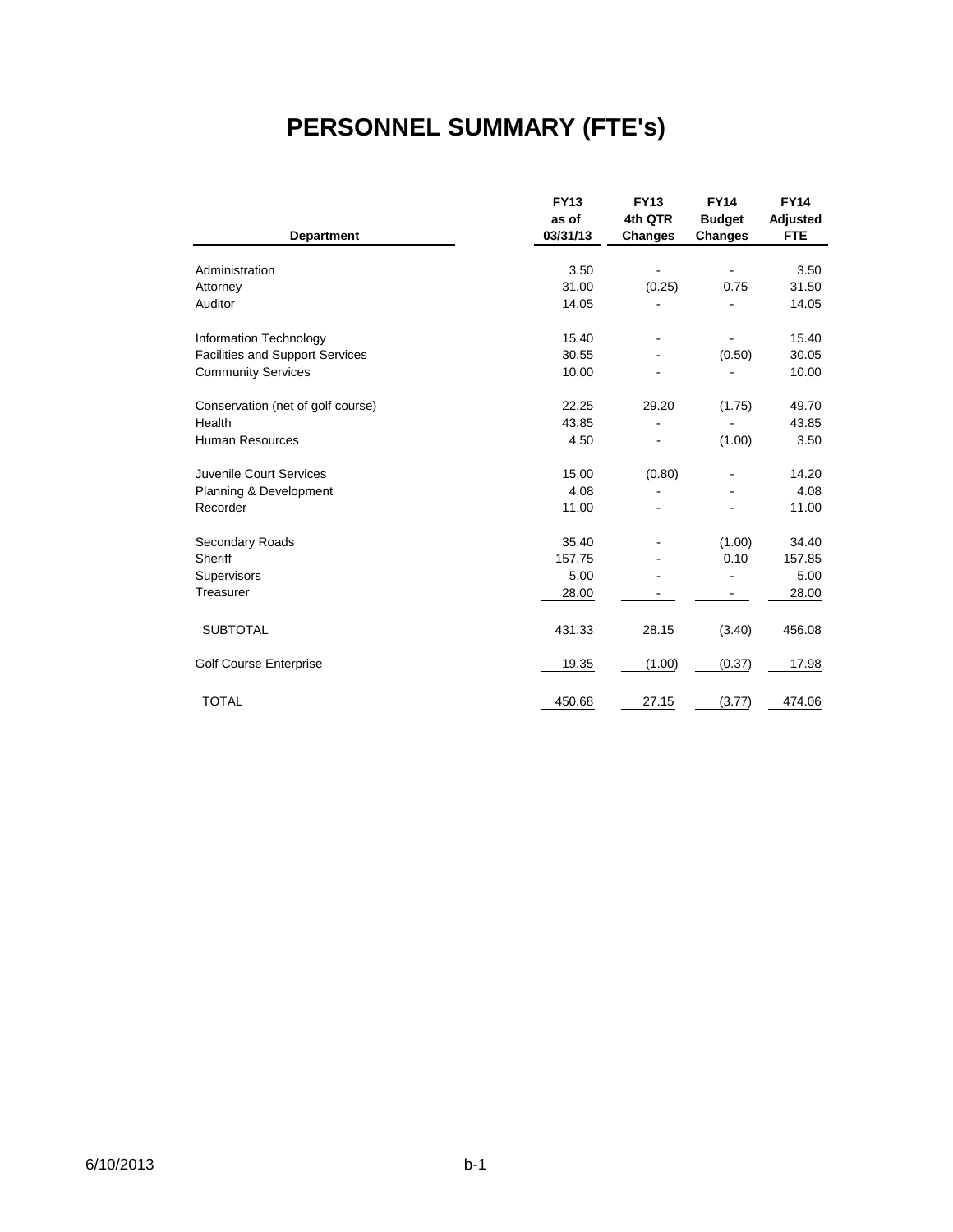# PERSONNEL SUMMARY (FTE's)

| Department | FY13 as of 03/31/13 | FY13 4th QTR Changes | FY14 Budget Changes | FY14 Adjusted FTE |
|---|---|---|---|---|
| Administration | 3.50 | - | - | 3.50 |
| Attorney | 31.00 | (0.25) | 0.75 | 31.50 |
| Auditor | 14.05 | - | - | 14.05 |
| Information Technology | 15.40 | - | - | 15.40 |
| Facilities and Support Services | 30.55 | - | (0.50) | 30.05 |
| Community Services | 10.00 | - | - | 10.00 |
| Conservation (net of golf course) | 22.25 | 29.20 | (1.75) | 49.70 |
| Health | 43.85 | - | - | 43.85 |
| Human Resources | 4.50 | - | (1.00) | 3.50 |
| Juvenile Court Services | 15.00 | (0.80) | - | 14.20 |
| Planning & Development | 4.08 | - | - | 4.08 |
| Recorder | 11.00 | - | - | 11.00 |
| Secondary Roads | 35.40 | - | (1.00) | 34.40 |
| Sheriff | 157.75 | - | 0.10 | 157.85 |
| Supervisors | 5.00 | - | - | 5.00 |
| Treasurer | 28.00 | - | - | 28.00 |
| SUBTOTAL | 431.33 | 28.15 | (3.40) | 456.08 |
| Golf Course Enterprise | 19.35 | (1.00) | (0.37) | 17.98 |
| TOTAL | 450.68 | 27.15 | (3.77) | 474.06 |

6/10/2013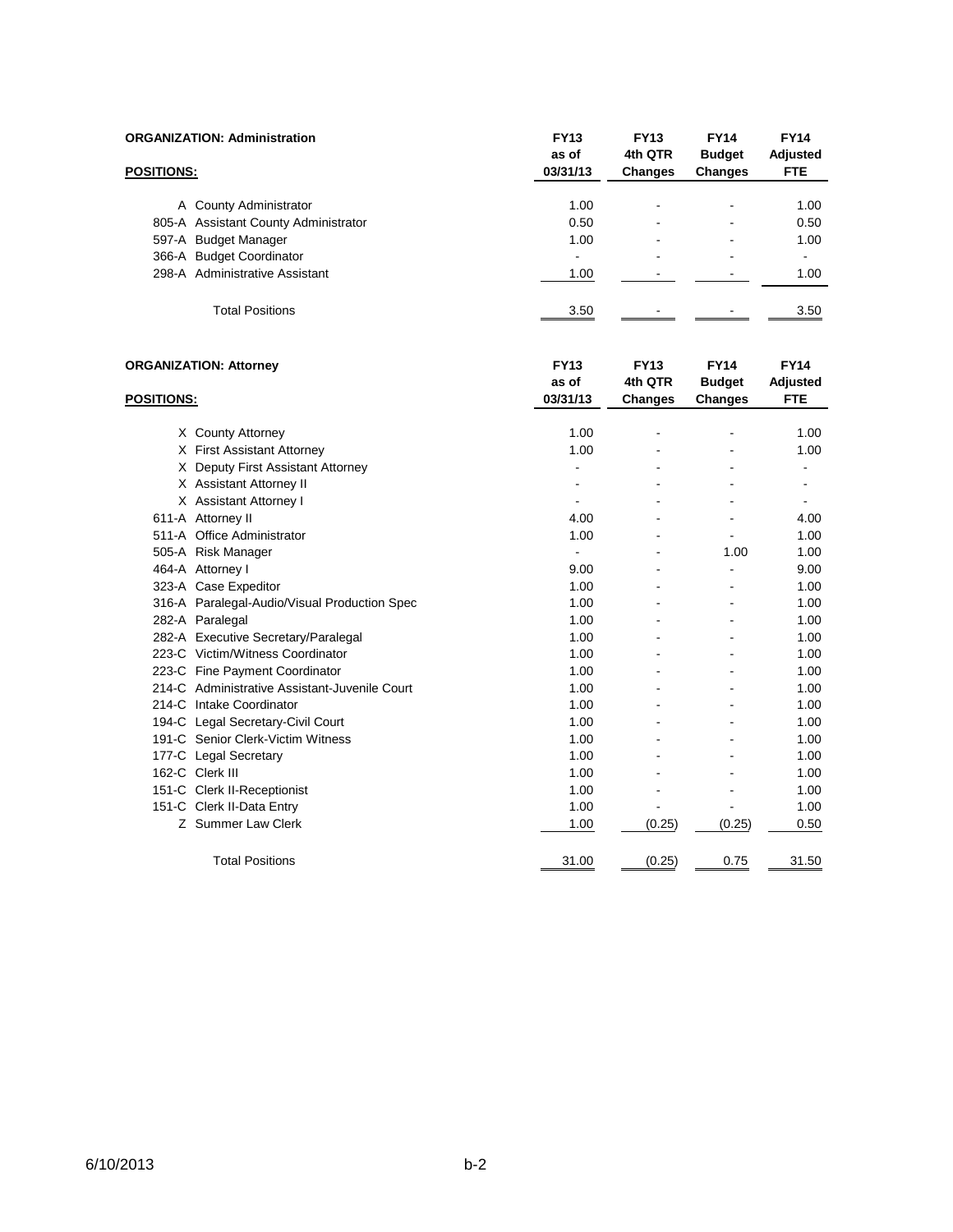**ORGANIZATION: Administration**

| POSITIONS: | FY13 as of 03/31/13 | FY13 4th QTR Changes | FY14 Budget Changes | FY14 Adjusted FTE |
|---|---|---|---|---|
| A County Administrator | 1.00 | - | - | 1.00 |
| 805-A Assistant County Administrator | 0.50 | - | - | 0.50 |
| 597-A Budget Manager | 1.00 | - | - | 1.00 |
| 366-A Budget Coordinator | - | - | - | - |
| 298-A Administrative Assistant | 1.00 | - | - | 1.00 |
| Total Positions | 3.50 | - | - | 3.50 |

**ORGANIZATION: Attorney**

| POSITIONS: | FY13 as of 03/31/13 | FY13 4th QTR Changes | FY14 Budget Changes | FY14 Adjusted FTE |
|---|---|---|---|---|
| X County Attorney | 1.00 | - | - | 1.00 |
| X First Assistant Attorney | 1.00 | - | - | 1.00 |
| X Deputy First Assistant Attorney | - | - | - | - |
| X Assistant Attorney II | - | - | - | - |
| X Assistant Attorney I | - | - | - | - |
| 611-A Attorney II | 4.00 | - | - | 4.00 |
| 511-A Office Administrator | 1.00 | - | - | 1.00 |
| 505-A Risk Manager | - | - | 1.00 | 1.00 |
| 464-A Attorney I | 9.00 | - | - | 9.00 |
| 323-A Case Expeditor | 1.00 | - | - | 1.00 |
| 316-A Paralegal-Audio/Visual Production Spec | 1.00 | - | - | 1.00 |
| 282-A Paralegal | 1.00 | - | - | 1.00 |
| 282-A Executive Secretary/Paralegal | 1.00 | - | - | 1.00 |
| 223-C Victim/Witness Coordinator | 1.00 | - | - | 1.00 |
| 223-C Fine Payment Coordinator | 1.00 | - | - | 1.00 |
| 214-C Administrative Assistant-Juvenile Court | 1.00 | - | - | 1.00 |
| 214-C Intake Coordinator | 1.00 | - | - | 1.00 |
| 194-C Legal Secretary-Civil Court | 1.00 | - | - | 1.00 |
| 191-C Senior Clerk-Victim Witness | 1.00 | - | - | 1.00 |
| 177-C Legal Secretary | 1.00 | - | - | 1.00 |
| 162-C Clerk III | 1.00 | - | - | 1.00 |
| 151-C Clerk II-Receptionist | 1.00 | - | - | 1.00 |
| 151-C Clerk II-Data Entry | 1.00 | - | - | 1.00 |
| Z Summer Law Clerk | 1.00 | (0.25) | (0.25) | 0.50 |
| Total Positions | 31.00 | (0.25) | 0.75 | 31.50 |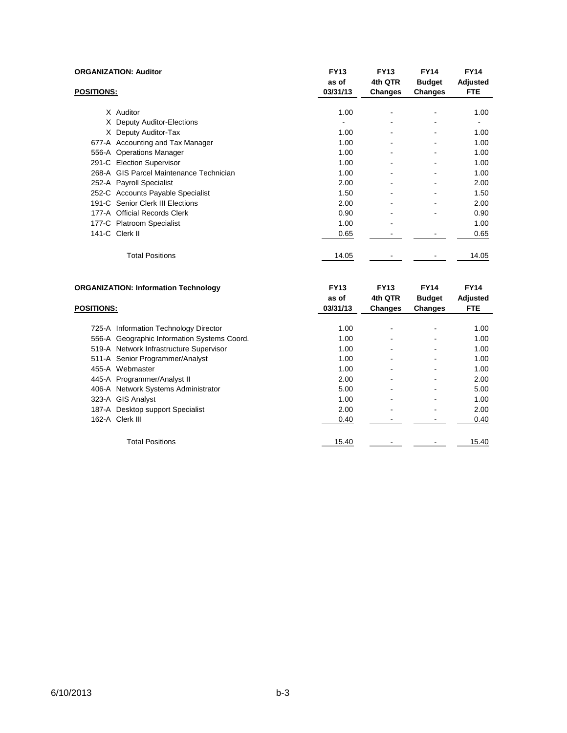**ORGANIZATION: Auditor**

| POSITIONS: | | FY13 as of 03/31/13 | FY13 4th QTR Changes | FY14 Budget Changes | FY14 Adjusted FTE |
|---|---|---|---|---|---|
| X | Auditor | 1.00 | - | - | 1.00 |
| X | Deputy Auditor-Elections | - | - | - | - |
| X | Deputy Auditor-Tax | 1.00 | - | - | 1.00 |
| 677-A | Accounting and Tax Manager | 1.00 | - | - | 1.00 |
| 556-A | Operations Manager | 1.00 | - | - | 1.00 |
| 291-C | Election Supervisor | 1.00 | - | - | 1.00 |
| 268-A | GIS Parcel Maintenance Technician | 1.00 | - | - | 1.00 |
| 252-A | Payroll Specialist | 2.00 | - | - | 2.00 |
| 252-C | Accounts Payable Specialist | 1.50 | - | - | 1.50 |
| 191-C | Senior Clerk III Elections | 2.00 | - | - | 2.00 |
| 177-A | Official Records Clerk | 0.90 | - | - | 0.90 |
| 177-C | Platroom Specialist | 1.00 | - | | 1.00 |
| 141-C | Clerk II | 0.65 | - | - | 0.65 |
| | Total Positions | 14.05 | - | - | 14.05 |

**ORGANIZATION: Information Technology**

| POSITIONS: | | FY13 as of 03/31/13 | FY13 4th QTR Changes | FY14 Budget Changes | FY14 Adjusted FTE |
|---|---|---|---|---|---|
| 725-A | Information Technology Director | 1.00 | - | - | 1.00 |
| 556-A | Geographic Information Systems Coord. | 1.00 | - | - | 1.00 |
| 519-A | Network Infrastructure Supervisor | 1.00 | - | - | 1.00 |
| 511-A | Senior Programmer/Analyst | 1.00 | - | - | 1.00 |
| 455-A | Webmaster | 1.00 | - | - | 1.00 |
| 445-A | Programmer/Analyst II | 2.00 | - | - | 2.00 |
| 406-A | Network Systems Administrator | 5.00 | - | - | 5.00 |
| 323-A | GIS Analyst | 1.00 | - | - | 1.00 |
| 187-A | Desktop support Specialist | 2.00 | - | - | 2.00 |
| 162-A | Clerk III | 0.40 | - | - | 0.40 |
| | Total Positions | 15.40 | - | - | 15.40 |

6/10/2013 b-3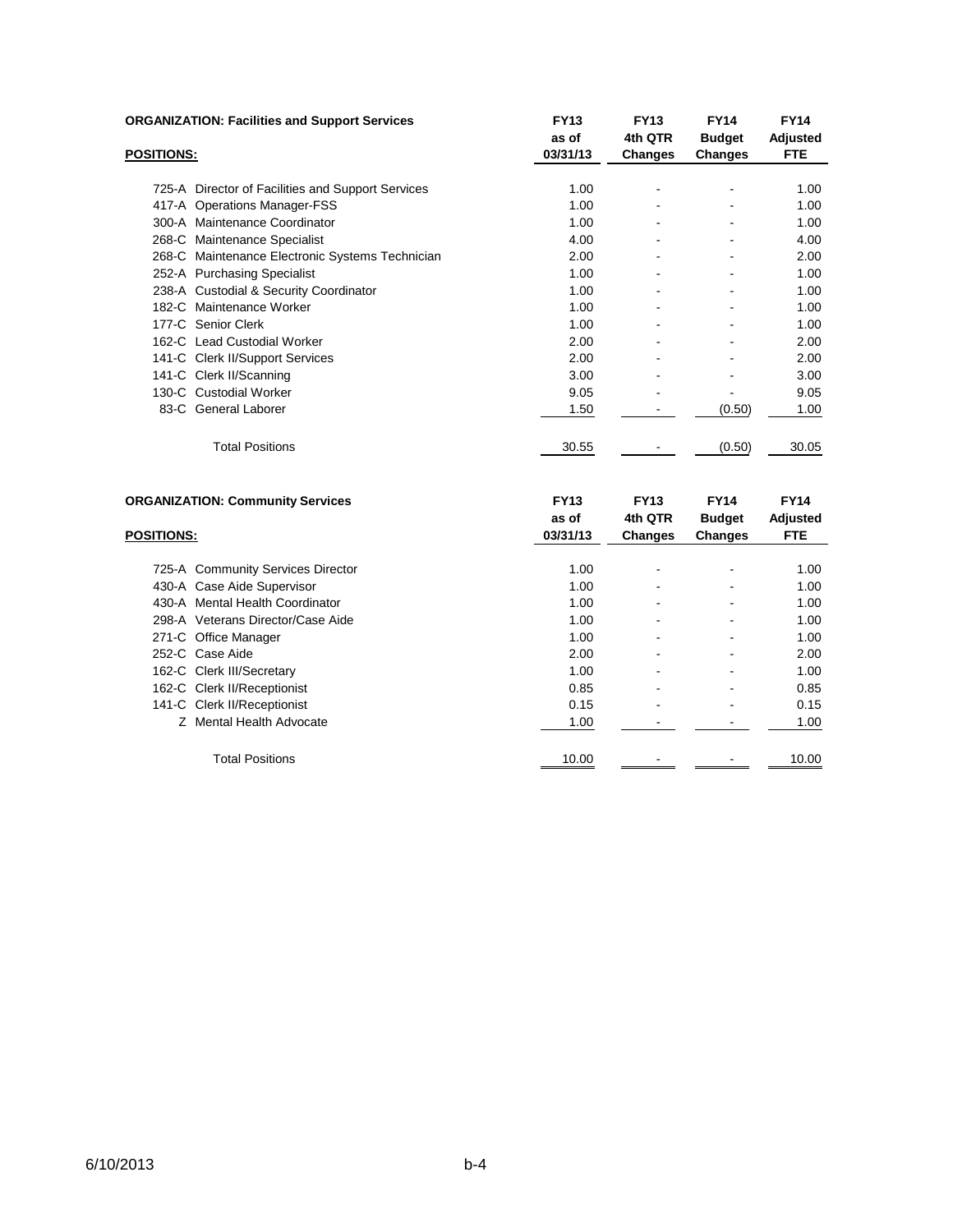**ORGANIZATION: Facilities and Support Services**

| POSITIONS: | FY13 as of 03/31/13 | FY13 4th QTR Changes | FY14 Budget Changes | FY14 Adjusted FTE |
|---|---|---|---|---|
| 725-A Director of Facilities and Support Services | 1.00 | - | - | 1.00 |
| 417-A Operations Manager-FSS | 1.00 | - | - | 1.00 |
| 300-A Maintenance Coordinator | 1.00 | - | - | 1.00 |
| 268-C Maintenance Specialist | 4.00 | - | - | 4.00 |
| 268-C Maintenance Electronic Systems Technician | 2.00 | - | - | 2.00 |
| 252-A Purchasing Specialist | 1.00 | - | - | 1.00 |
| 238-A Custodial & Security Coordinator | 1.00 | - | - | 1.00 |
| 182-C Maintenance Worker | 1.00 | - | - | 1.00 |
| 177-C Senior Clerk | 1.00 | - | - | 1.00 |
| 162-C Lead Custodial Worker | 2.00 | - | - | 2.00 |
| 141-C Clerk II/Support Services | 2.00 | - | - | 2.00 |
| 141-C Clerk II/Scanning | 3.00 | - | - | 3.00 |
| 130-C Custodial Worker | 9.05 | - | - | 9.05 |
| 83-C General Laborer | 1.50 | - | (0.50) | 1.00 |
| Total Positions | 30.55 | - | (0.50) | 30.05 |

**ORGANIZATION: Community Services**

| POSITIONS: | FY13 as of 03/31/13 | FY13 4th QTR Changes | FY14 Budget Changes | FY14 Adjusted FTE |
|---|---|---|---|---|
| 725-A Community Services Director | 1.00 | - | - | 1.00 |
| 430-A Case Aide Supervisor | 1.00 | - | - | 1.00 |
| 430-A Mental Health Coordinator | 1.00 | - | - | 1.00 |
| 298-A Veterans Director/Case Aide | 1.00 | - | - | 1.00 |
| 271-C Office Manager | 1.00 | - | - | 1.00 |
| 252-C Case Aide | 2.00 | - | - | 2.00 |
| 162-C Clerk III/Secretary | 1.00 | - | - | 1.00 |
| 162-C Clerk II/Receptionist | 0.85 | - | - | 0.85 |
| 141-C Clerk II/Receptionist | 0.15 | - | - | 0.15 |
| Z Mental Health Advocate | 1.00 | - | - | 1.00 |
| Total Positions | 10.00 | - | - | 10.00 |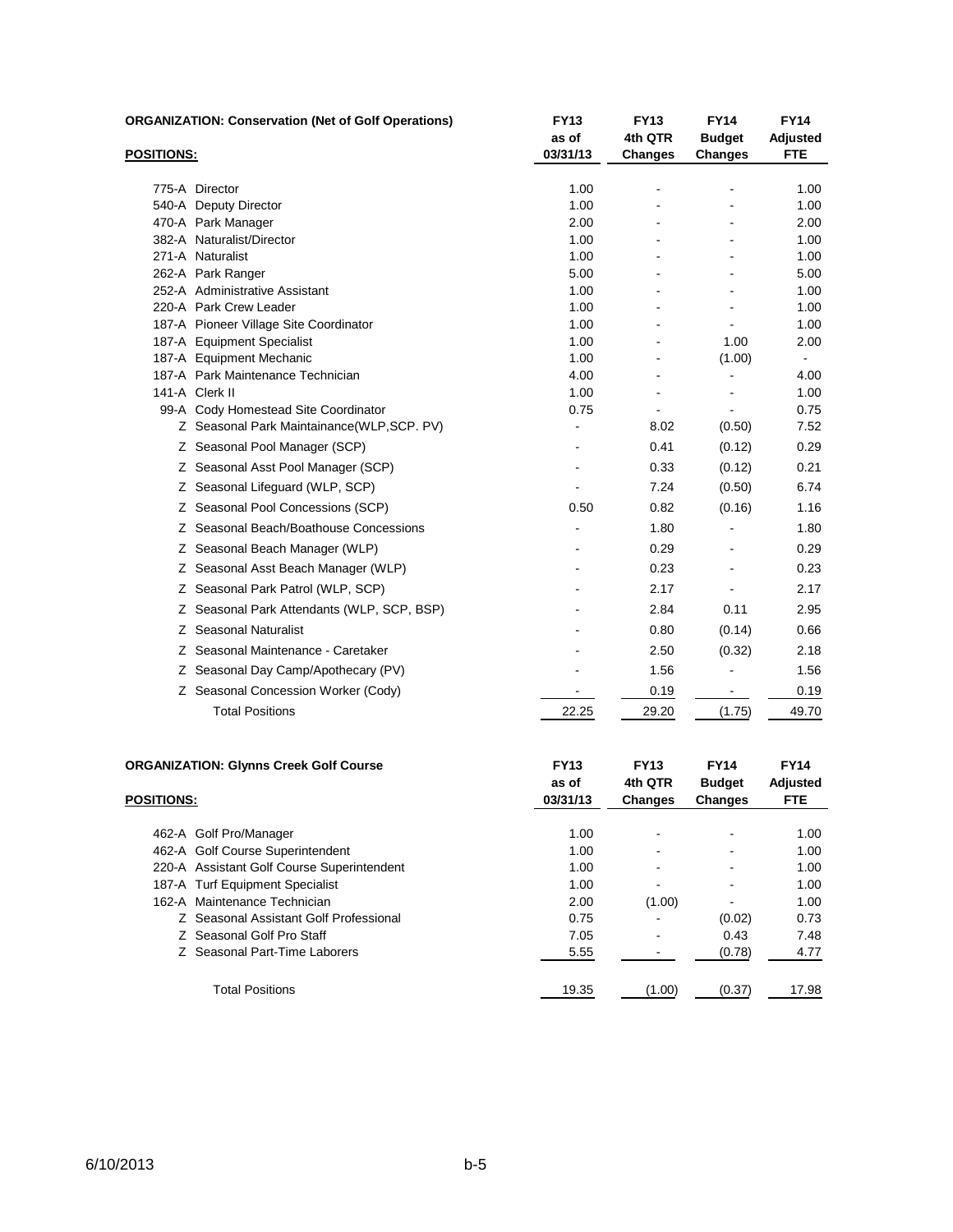**ORGANIZATION: Conservation (Net of Golf Operations)**

| POSITIONS: | FY13 as of 03/31/13 | FY13 4th QTR Changes | FY14 Budget Changes | FY14 Adjusted FTE |
|---|---|---|---|---|
| 775-A Director | 1.00 | - | - | 1.00 |
| 540-A Deputy Director | 1.00 | - | - | 1.00 |
| 470-A Park Manager | 2.00 | - | - | 2.00 |
| 382-A Naturalist/Director | 1.00 | - | - | 1.00 |
| 271-A Naturalist | 1.00 | - | - | 1.00 |
| 262-A Park Ranger | 5.00 | - | - | 5.00 |
| 252-A Administrative Assistant | 1.00 | - | - | 1.00 |
| 220-A Park Crew Leader | 1.00 | - | - | 1.00 |
| 187-A Pioneer Village Site Coordinator | 1.00 | - | - | 1.00 |
| 187-A Equipment Specialist | 1.00 | - | 1.00 | 2.00 |
| 187-A Equipment Mechanic | 1.00 | - | (1.00) | - |
| 187-A Park Maintenance Technician | 4.00 | - | - | 4.00 |
| 141-A Clerk II | 1.00 | - | - | 1.00 |
| 99-A Cody Homestead Site Coordinator | 0.75 | - | - | 0.75 |
| Z Seasonal Park Maintainance(WLP,SCP. PV) | - | 8.02 | (0.50) | 7.52 |
| Z Seasonal Pool Manager (SCP) | - | 0.41 | (0.12) | 0.29 |
| Z Seasonal Asst Pool Manager (SCP) | - | 0.33 | (0.12) | 0.21 |
| Z Seasonal Lifeguard (WLP, SCP) | - | 7.24 | (0.50) | 6.74 |
| Z Seasonal Pool Concessions (SCP) | 0.50 | 0.82 | (0.16) | 1.16 |
| Z Seasonal Beach/Boathouse Concessions | - | 1.80 | - | 1.80 |
| Z Seasonal Beach Manager (WLP) | - | 0.29 | - | 0.29 |
| Z Seasonal Asst Beach Manager (WLP) | - | 0.23 | - | 0.23 |
| Z Seasonal Park Patrol (WLP, SCP) | - | 2.17 | - | 2.17 |
| Z Seasonal Park Attendants (WLP, SCP, BSP) | - | 2.84 | 0.11 | 2.95 |
| Z Seasonal Naturalist | - | 0.80 | (0.14) | 0.66 |
| Z Seasonal Maintenance - Caretaker | - | 2.50 | (0.32) | 2.18 |
| Z Seasonal Day Camp/Apothecary (PV) | - | 1.56 | - | 1.56 |
| Z Seasonal Concession Worker (Cody) | - | 0.19 | - | 0.19 |
| Total Positions | 22.25 | 29.20 | (1.75) | 49.70 |

**ORGANIZATION: Glynns Creek Golf Course**

| POSITIONS: | FY13 as of 03/31/13 | FY13 4th QTR Changes | FY14 Budget Changes | FY14 Adjusted FTE |
|---|---|---|---|---|
| 462-A Golf Pro/Manager | 1.00 | - | - | 1.00 |
| 462-A Golf Course Superintendent | 1.00 | - | - | 1.00 |
| 220-A Assistant Golf Course Superintendent | 1.00 | - | - | 1.00 |
| 187-A Turf Equipment Specialist | 1.00 | - | - | 1.00 |
| 162-A Maintenance Technician | 2.00 | (1.00) | - | 1.00 |
| Z Seasonal Assistant Golf Professional | 0.75 | - | (0.02) | 0.73 |
| Z Seasonal Golf Pro Staff | 7.05 | - | 0.43 | 7.48 |
| Z Seasonal Part-Time Laborers | 5.55 | - | (0.78) | 4.77 |
| Total Positions | 19.35 | (1.00) | (0.37) | 17.98 |

6/10/2013 b-5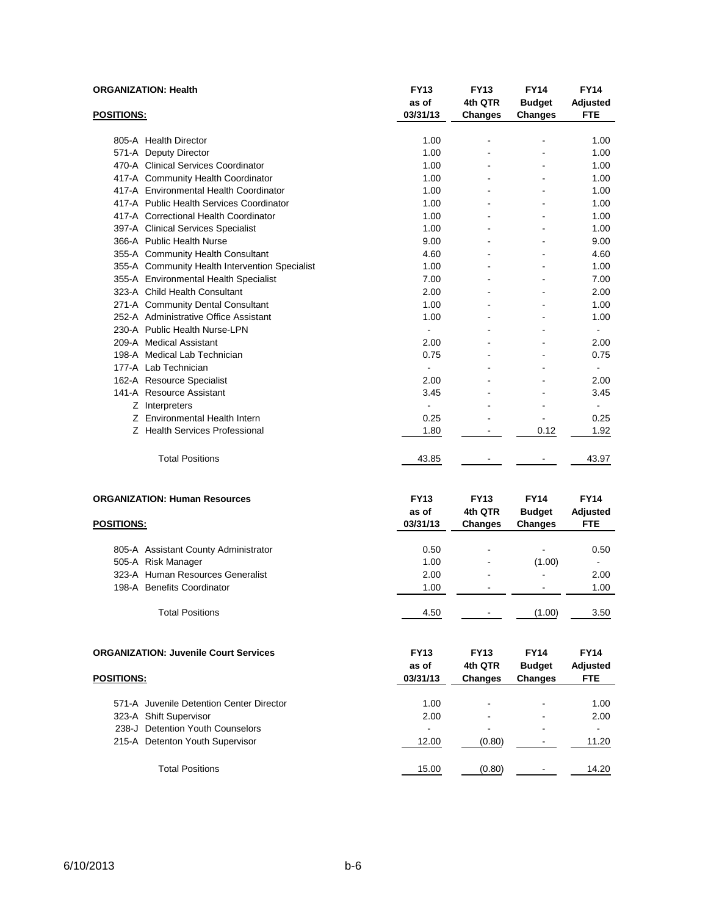**ORGANIZATION: Health**

| POSITIONS: | FY13 as of 03/31/13 | FY13 4th QTR Changes | FY14 Budget Changes | FY14 Adjusted FTE |
|---|---|---|---|---|
| 805-A Health Director | 1.00 | - | - | 1.00 |
| 571-A Deputy Director | 1.00 | - | - | 1.00 |
| 470-A Clinical Services Coordinator | 1.00 | - | - | 1.00 |
| 417-A Community Health Coordinator | 1.00 | - | - | 1.00 |
| 417-A Environmental Health Coordinator | 1.00 | - | - | 1.00 |
| 417-A Public Health Services Coordinator | 1.00 | - | - | 1.00 |
| 417-A Correctional Health Coordinator | 1.00 | - | - | 1.00 |
| 397-A Clinical Services Specialist | 1.00 | - | - | 1.00 |
| 366-A Public Health Nurse | 9.00 | - | - | 9.00 |
| 355-A Community Health Consultant | 4.60 | - | - | 4.60 |
| 355-A Community Health Intervention Specialist | 1.00 | - | - | 1.00 |
| 355-A Environmental Health Specialist | 7.00 | - | - | 7.00 |
| 323-A Child Health Consultant | 2.00 | - | - | 2.00 |
| 271-A Community Dental Consultant | 1.00 | - | - | 1.00 |
| 252-A Administrative Office Assistant | 1.00 | - | - | 1.00 |
| 230-A Public Health Nurse-LPN | - | - | - | - |
| 209-A Medical Assistant | 2.00 | - | - | 2.00 |
| 198-A Medical Lab Technician | 0.75 | - | - | 0.75 |
| 177-A Lab Technician | - | - | - | - |
| 162-A Resource Specialist | 2.00 | - | - | 2.00 |
| 141-A Resource Assistant | 3.45 | - | - | 3.45 |
| Z Interpreters | - | - | - | - |
| Z Environmental Health Intern | 0.25 | - | - | 0.25 |
| Z Health Services Professional | 1.80 | - | 0.12 | 1.92 |
| Total Positions | 43.85 | - | - | 43.97 |

**ORGANIZATION: Human Resources**

| POSITIONS: | FY13 as of 03/31/13 | FY13 4th QTR Changes | FY14 Budget Changes | FY14 Adjusted FTE |
|---|---|---|---|---|
| 805-A Assistant County Administrator | 0.50 | - | - | 0.50 |
| 505-A Risk Manager | 1.00 | - | (1.00) | - |
| 323-A Human Resources Generalist | 2.00 | - | - | 2.00 |
| 198-A Benefits Coordinator | 1.00 | - | - | 1.00 |
| Total Positions | 4.50 | - | (1.00) | 3.50 |

**ORGANIZATION: Juvenile Court Services**

| POSITIONS: | FY13 as of 03/31/13 | FY13 4th QTR Changes | FY14 Budget Changes | FY14 Adjusted FTE |
|---|---|---|---|---|
| 571-A Juvenile Detention Center Director | 1.00 | - | - | 1.00 |
| 323-A Shift Supervisor | 2.00 | - | - | 2.00 |
| 238-J Detention Youth Counselors | - | - | - | - |
| 215-A Detenton Youth Supervisor | 12.00 | (0.80) | - | 11.20 |
| Total Positions | 15.00 | (0.80) | - | 14.20 |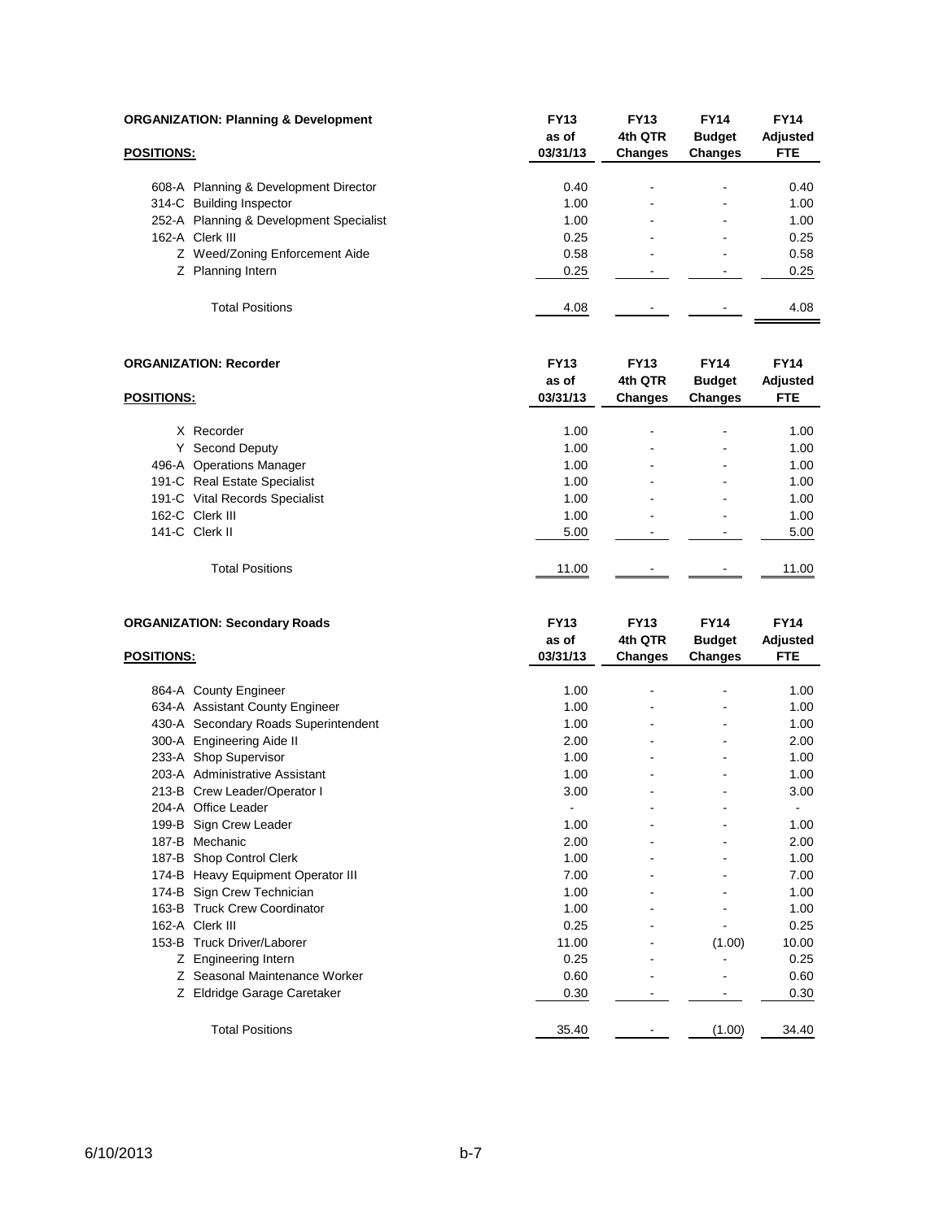**ORGANIZATION: Planning & Development**

| POSITIONS: | FY13 as of 03/31/13 | FY13 4th QTR Changes | FY14 Budget Changes | FY14 Adjusted FTE |
|---|---|---|---|---|
| 608-A Planning & Development Director | 0.40 | - | - | 0.40 |
| 314-C Building Inspector | 1.00 | - | - | 1.00 |
| 252-A Planning & Development Specialist | 1.00 | - | - | 1.00 |
| 162-A Clerk III | 0.25 | - | - | 0.25 |
| Z Weed/Zoning Enforcement Aide | 0.58 | - | - | 0.58 |
| Z Planning Intern | 0.25 | - | - | 0.25 |
| Total Positions | 4.08 | - | - | 4.08 |

**ORGANIZATION: Recorder**

| POSITIONS: | FY13 as of 03/31/13 | FY13 4th QTR Changes | FY14 Budget Changes | FY14 Adjusted FTE |
|---|---|---|---|---|
| X Recorder | 1.00 | - | - | 1.00 |
| Y Second Deputy | 1.00 | - | - | 1.00 |
| 496-A Operations Manager | 1.00 | - | - | 1.00 |
| 191-C Real Estate Specialist | 1.00 | - | - | 1.00 |
| 191-C Vital Records Specialist | 1.00 | - | - | 1.00 |
| 162-C Clerk III | 1.00 | - | - | 1.00 |
| 141-C Clerk II | 5.00 | - | - | 5.00 |
| Total Positions | 11.00 | - | - | 11.00 |

**ORGANIZATION: Secondary Roads**

| POSITIONS: | FY13 as of 03/31/13 | FY13 4th QTR Changes | FY14 Budget Changes | FY14 Adjusted FTE |
|---|---|---|---|---|
| 864-A County Engineer | 1.00 | - | - | 1.00 |
| 634-A Assistant County Engineer | 1.00 | - | - | 1.00 |
| 430-A Secondary Roads Superintendent | 1.00 | - | - | 1.00 |
| 300-A Engineering Aide II | 2.00 | - | - | 2.00 |
| 233-A Shop Supervisor | 1.00 | - | - | 1.00 |
| 203-A Administrative Assistant | 1.00 | - | - | 1.00 |
| 213-B Crew Leader/Operator I | 3.00 | - | - | 3.00 |
| 204-A Office Leader | - | - | - | - |
| 199-B Sign Crew Leader | 1.00 | - | - | 1.00 |
| 187-B Mechanic | 2.00 | - | - | 2.00 |
| 187-B Shop Control Clerk | 1.00 | - | - | 1.00 |
| 174-B Heavy Equipment Operator III | 7.00 | - | - | 7.00 |
| 174-B Sign Crew Technician | 1.00 | - | - | 1.00 |
| 163-B Truck Crew Coordinator | 1.00 | - | - | 1.00 |
| 162-A Clerk III | 0.25 | - | - | 0.25 |
| 153-B Truck Driver/Laborer | 11.00 | - | (1.00) | 10.00 |
| Z Engineering Intern | 0.25 | - | - | 0.25 |
| Z Seasonal Maintenance Worker | 0.60 | - | - | 0.60 |
| Z Eldridge Garage Caretaker | 0.30 | - | - | 0.30 |
| Total Positions | 35.40 | - | (1.00) | 34.40 |

6/10/2013 b-7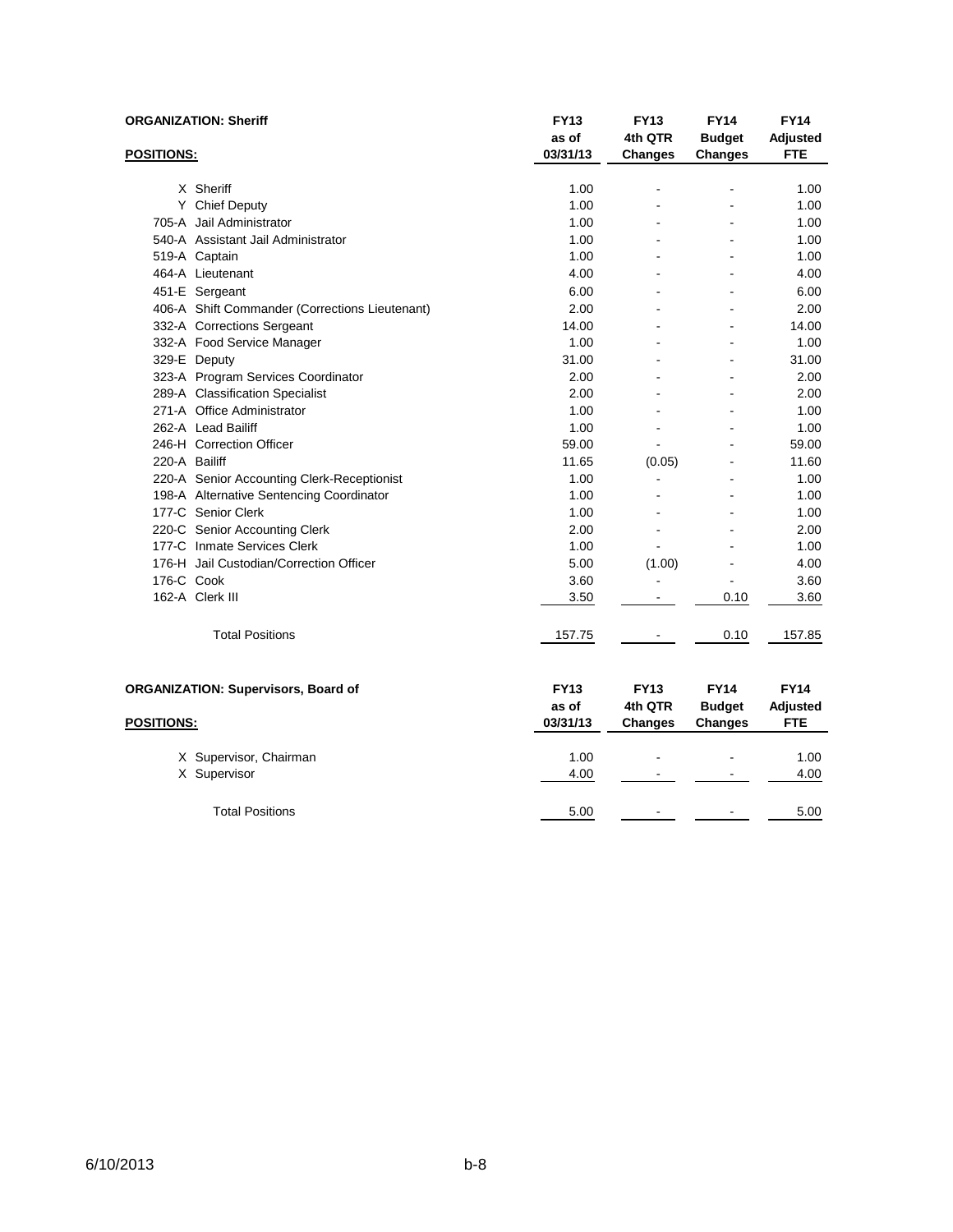**ORGANIZATION: Sheriff**

| POSITIONS: | | FY13 as of 03/31/13 | FY13 4th QTR Changes | FY14 Budget Changes | FY14 Adjusted FTE |
|---|---|---|---|---|---|
| X | Sheriff | 1.00 | - | - | 1.00 |
| Y | Chief Deputy | 1.00 | - | - | 1.00 |
| 705-A | Jail Administrator | 1.00 | - | - | 1.00 |
| 540-A | Assistant Jail Administrator | 1.00 | - | - | 1.00 |
| 519-A | Captain | 1.00 | - | - | 1.00 |
| 464-A | Lieutenant | 4.00 | - | - | 4.00 |
| 451-E | Sergeant | 6.00 | - | - | 6.00 |
| 406-A | Shift Commander (Corrections Lieutenant) | 2.00 | - | - | 2.00 |
| 332-A | Corrections Sergeant | 14.00 | - | - | 14.00 |
| 332-A | Food Service Manager | 1.00 | - | - | 1.00 |
| 329-E | Deputy | 31.00 | - | - | 31.00 |
| 323-A | Program Services Coordinator | 2.00 | - | - | 2.00 |
| 289-A | Classification Specialist | 2.00 | - | - | 2.00 |
| 271-A | Office Administrator | 1.00 | - | - | 1.00 |
| 262-A | Lead Bailiff | 1.00 | - | - | 1.00 |
| 246-H | Correction Officer | 59.00 | - | - | 59.00 |
| 220-A | Bailiff | 11.65 | (0.05) | - | 11.60 |
| 220-A | Senior Accounting Clerk-Receptionist | 1.00 | - | - | 1.00 |
| 198-A | Alternative Sentencing Coordinator | 1.00 | - | - | 1.00 |
| 177-C | Senior Clerk | 1.00 | - | - | 1.00 |
| 220-C | Senior Accounting Clerk | 2.00 | - | - | 2.00 |
| 177-C | Inmate Services Clerk | 1.00 | - | - | 1.00 |
| 176-H | Jail Custodian/Correction Officer | 5.00 | (1.00) | - | 4.00 |
| 176-C | Cook | 3.60 | - | - | 3.60 |
| 162-A | Clerk III | 3.50 | - | 0.10 | 3.60 |
| | Total Positions | 157.75 | - | 0.10 | 157.85 |

**ORGANIZATION: Supervisors, Board of**

| POSITIONS: | | FY13 as of 03/31/13 | FY13 4th QTR Changes | FY14 Budget Changes | FY14 Adjusted FTE |
|---|---|---|---|---|---|
| X | Supervisor, Chairman | 1.00 | - | - | 1.00 |
| X | Supervisor | 4.00 | - | - | 4.00 |
| | Total Positions | 5.00 | - | - | 5.00 |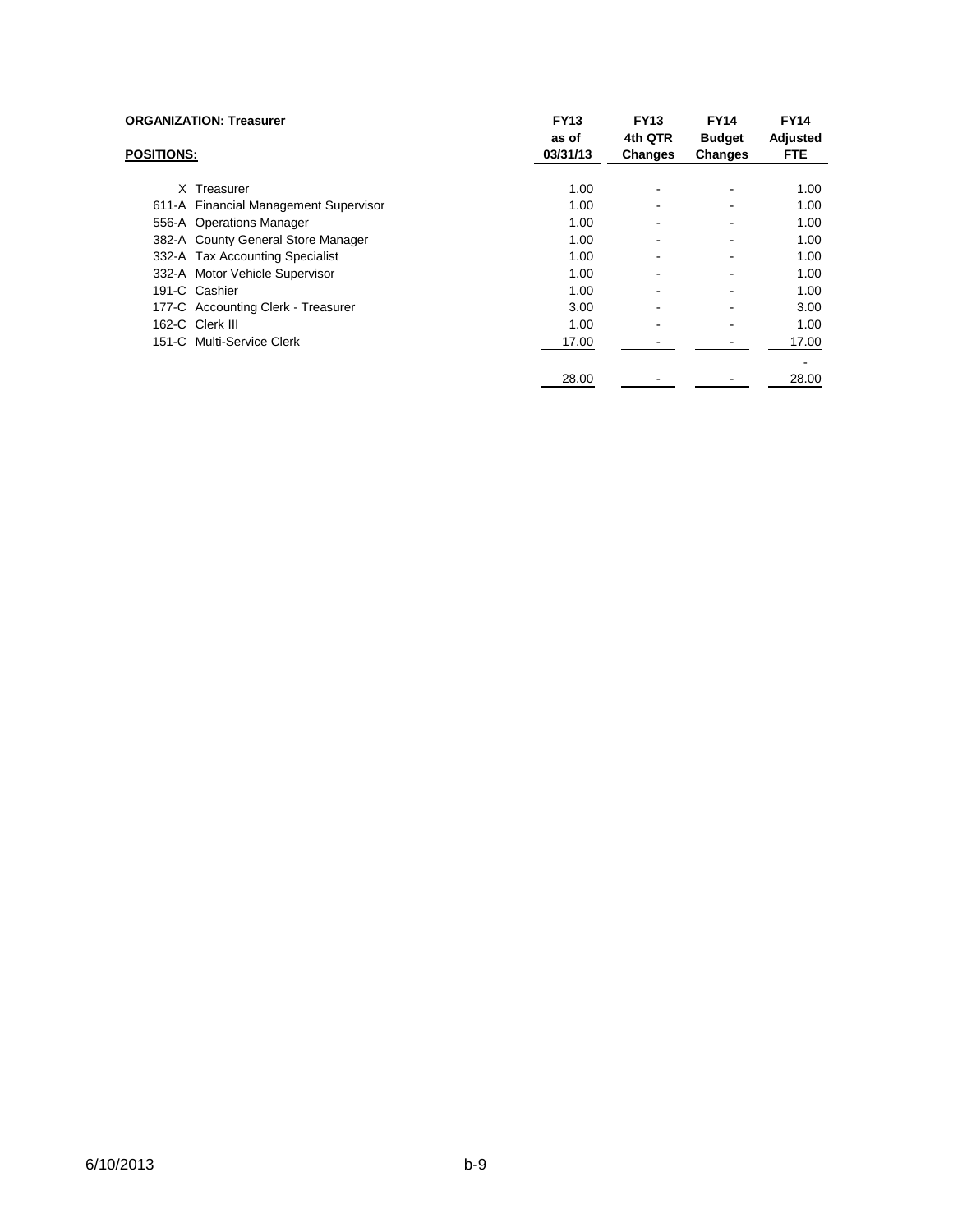**ORGANIZATION: Treasurer**

| POSITIONS: | FY13 as of 03/31/13 | FY13 4th QTR Changes | FY14 Budget Changes | FY14 Adjusted FTE |
|---|---|---|---|---|
| X Treasurer | 1.00 | - | - | 1.00 |
| 611-A Financial Management Supervisor | 1.00 | - | - | 1.00 |
| 556-A Operations Manager | 1.00 | - | - | 1.00 |
| 382-A County General Store Manager | 1.00 | - | - | 1.00 |
| 332-A Tax Accounting Specialist | 1.00 | - | - | 1.00 |
| 332-A Motor Vehicle Supervisor | 1.00 | - | - | 1.00 |
| 191-C Cashier | 1.00 | - | - | 1.00 |
| 177-C Accounting Clerk - Treasurer | 3.00 | - | - | 3.00 |
| 162-C Clerk III | 1.00 | - | - | 1.00 |
| 151-C Multi-Service Clerk | 17.00 | - | - | 17.00 |
| | | | | - |
| | 28.00 | - | - | 28.00 |

6/10/2013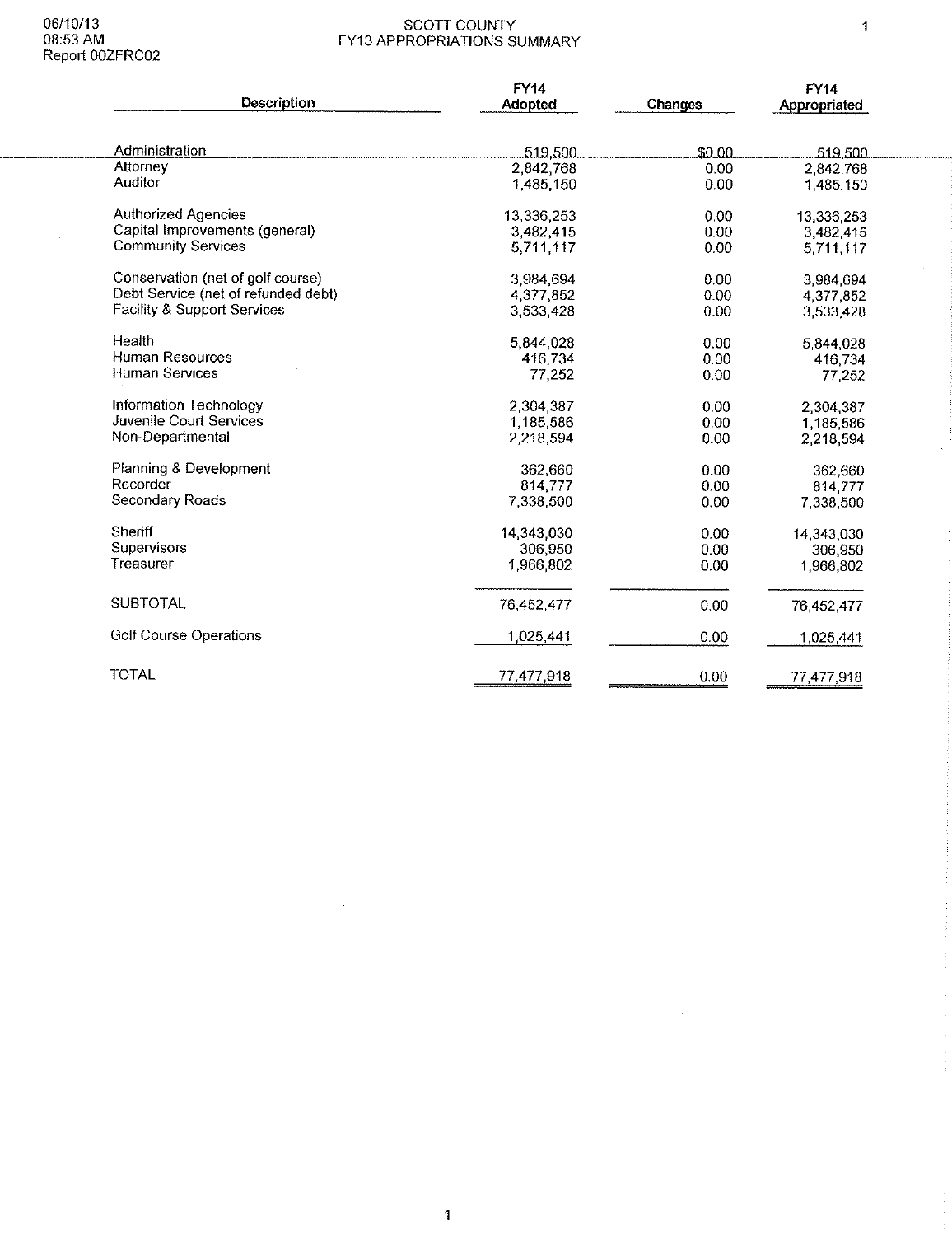06/10/13
08:53 AM
Report 00ZFRC02

# SCOTT COUNTY
## FY13 APPROPRIATIONS SUMMARY

| Description | FY14 Adopted | Changes | FY14 Appropriated |
|---|---|---|---|
| Administration | 519,500 | $0.00 | 519,500 |
| Attorney | 2,842,768 | 0.00 | 2,842,768 |
| Auditor | 1,485,150 | 0.00 | 1,485,150 |
| Authorized Agencies | 13,336,253 | 0.00 | 13,336,253 |
| Capital Improvements (general) | 3,482,415 | 0.00 | 3,482,415 |
| Community Services | 5,711,117 | 0.00 | 5,711,117 |
| Conservation (net of golf course) | 3,984,694 | 0.00 | 3,984,694 |
| Debt Service (net of refunded debt) | 4,377,852 | 0.00 | 4,377,852 |
| Facility & Support Services | 3,533,428 | 0.00 | 3,533,428 |
| Health | 5,844,028 | 0.00 | 5,844,028 |
| Human Resources | 416,734 | 0.00 | 416,734 |
| Human Services | 77,252 | 0.00 | 77,252 |
| Information Technology | 2,304,387 | 0.00 | 2,304,387 |
| Juvenile Court Services | 1,185,586 | 0.00 | 1,185,586 |
| Non-Departmental | 2,218,594 | 0.00 | 2,218,594 |
| Planning & Development | 362,660 | 0.00 | 362,660 |
| Recorder | 814,777 | 0.00 | 814,777 |
| Secondary Roads | 7,338,500 | 0.00 | 7,338,500 |
| Sheriff | 14,343,030 | 0.00 | 14,343,030 |
| Supervisors | 306,950 | 0.00 | 306,950 |
| Treasurer | 1,966,802 | 0.00 | 1,966,802 |
| SUBTOTAL | 76,452,477 | 0.00 | 76,452,477 |
| Golf Course Operations | 1,025,441 | 0.00 | 1,025,441 |
| TOTAL | 77,477,918 | 0.00 | 77,477,918 |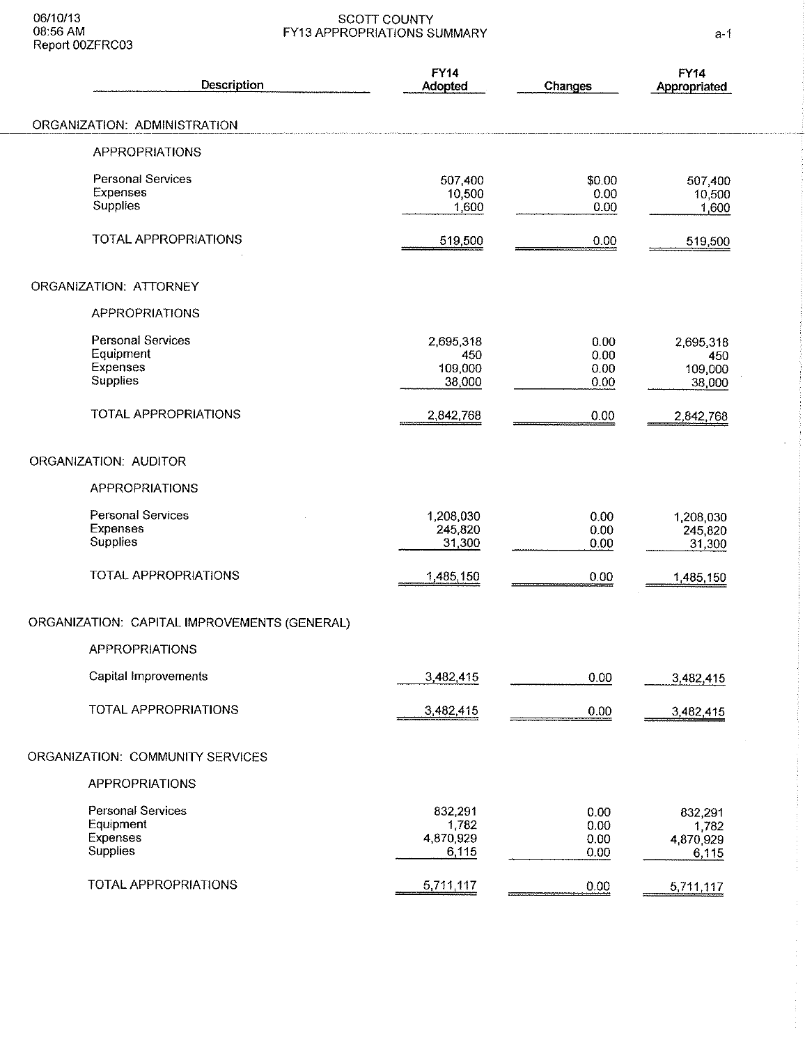# SCOTT COUNTY
## FY13 APPROPRIATIONS SUMMARY

06/10/13
08:56 AM
Report 00ZFRC03

| Description | FY14 Adopted | Changes | FY14 Appropriated |
|---|---|---|---|
| **ORGANIZATION: ADMINISTRATION** | | | |
| APPROPRIATIONS | | | |
| Personal Services | 507,400 | $0.00 | 507,400 |
| Expenses | 10,500 | 0.00 | 10,500 |
| Supplies | 1,600 | 0.00 | 1,600 |
| TOTAL APPROPRIATIONS | 519,500 | 0.00 | 519,500 |
| **ORGANIZATION: ATTORNEY** | | | |
| APPROPRIATIONS | | | |
| Personal Services | 2,695,318 | 0.00 | 2,695,318 |
| Equipment | 450 | 0.00 | 450 |
| Expenses | 109,000 | 0.00 | 109,000 |
| Supplies | 38,000 | 0.00 | 38,000 |
| TOTAL APPROPRIATIONS | 2,842,768 | 0.00 | 2,842,768 |
| **ORGANIZATION: AUDITOR** | | | |
| APPROPRIATIONS | | | |
| Personal Services | 1,208,030 | 0.00 | 1,208,030 |
| Expenses | 245,820 | 0.00 | 245,820 |
| Supplies | 31,300 | 0.00 | 31,300 |
| TOTAL APPROPRIATIONS | 1,485,150 | 0.00 | 1,485,150 |
| **ORGANIZATION: CAPITAL IMPROVEMENTS (GENERAL)** | | | |
| APPROPRIATIONS | | | |
| Capital Improvements | 3,482,415 | 0.00 | 3,482,415 |
| TOTAL APPROPRIATIONS | 3,482,415 | 0.00 | 3,482,415 |
| **ORGANIZATION: COMMUNITY SERVICES** | | | |
| APPROPRIATIONS | | | |
| Personal Services | 832,291 | 0.00 | 832,291 |
| Equipment | 1,782 | 0.00 | 1,782 |
| Expenses | 4,870,929 | 0.00 | 4,870,929 |
| Supplies | 6,115 | 0.00 | 6,115 |
| TOTAL APPROPRIATIONS | 5,711,117 | 0.00 | 5,711,117 |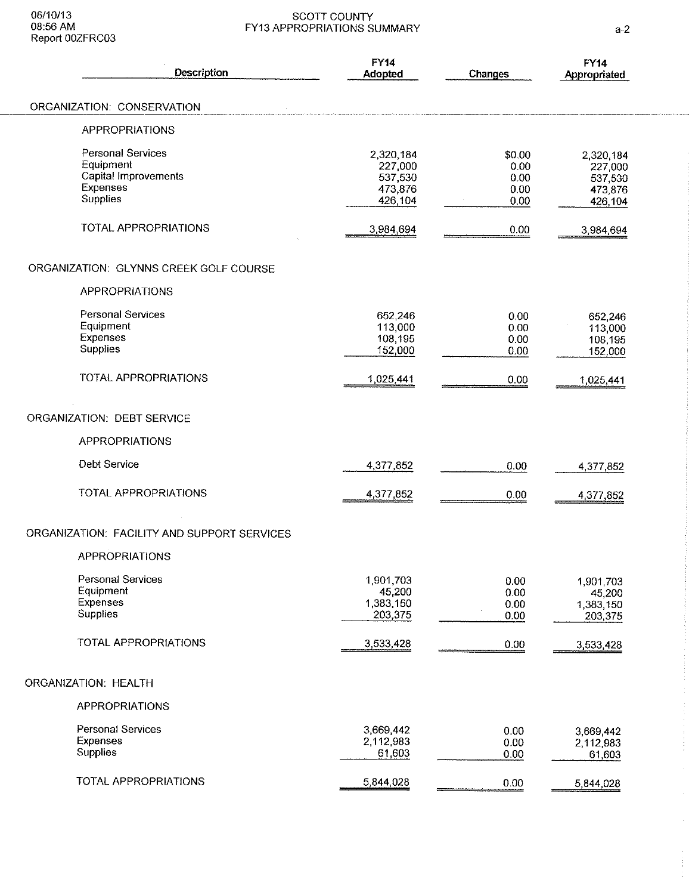SCOTT COUNTY
FY13 APPROPRIATIONS SUMMARY

06/10/13
08:56 AM
Report 00ZFRC03

| Description | FY14 Adopted | Changes | FY14 Appropriated |
|---|---|---|---|
| **ORGANIZATION: CONSERVATION** | | | |
| APPROPRIATIONS | | | |
| Personal Services | 2,320,184 | $0.00 | 2,320,184 |
| Equipment | 227,000 | 0.00 | 227,000 |
| Capital Improvements | 537,530 | 0.00 | 537,530 |
| Expenses | 473,876 | 0.00 | 473,876 |
| Supplies | 426,104 | 0.00 | 426,104 |
| TOTAL APPROPRIATIONS | 3,984,694 | 0.00 | 3,984,694 |
| **ORGANIZATION: GLYNNS CREEK GOLF COURSE** | | | |
| APPROPRIATIONS | | | |
| Personal Services | 652,246 | 0.00 | 652,246 |
| Equipment | 113,000 | 0.00 | 113,000 |
| Expenses | 108,195 | 0.00 | 108,195 |
| Supplies | 152,000 | 0.00 | 152,000 |
| TOTAL APPROPRIATIONS | 1,025,441 | 0.00 | 1,025,441 |
| **ORGANIZATION: DEBT SERVICE** | | | |
| APPROPRIATIONS | | | |
| Debt Service | 4,377,852 | 0.00 | 4,377,852 |
| TOTAL APPROPRIATIONS | 4,377,852 | 0.00 | 4,377,852 |
| **ORGANIZATION: FACILITY AND SUPPORT SERVICES** | | | |
| APPROPRIATIONS | | | |
| Personal Services | 1,901,703 | 0.00 | 1,901,703 |
| Equipment | 45,200 | 0.00 | 45,200 |
| Expenses | 1,383,150 | 0.00 | 1,383,150 |
| Supplies | 203,375 | 0.00 | 203,375 |
| TOTAL APPROPRIATIONS | 3,533,428 | 0.00 | 3,533,428 |
| **ORGANIZATION: HEALTH** | | | |
| APPROPRIATIONS | | | |
| Personal Services | 3,669,442 | 0.00 | 3,669,442 |
| Expenses | 2,112,983 | 0.00 | 2,112,983 |
| Supplies | 61,603 | 0.00 | 61,603 |
| TOTAL APPROPRIATIONS | 5,844,028 | 0.00 | 5,844,028 |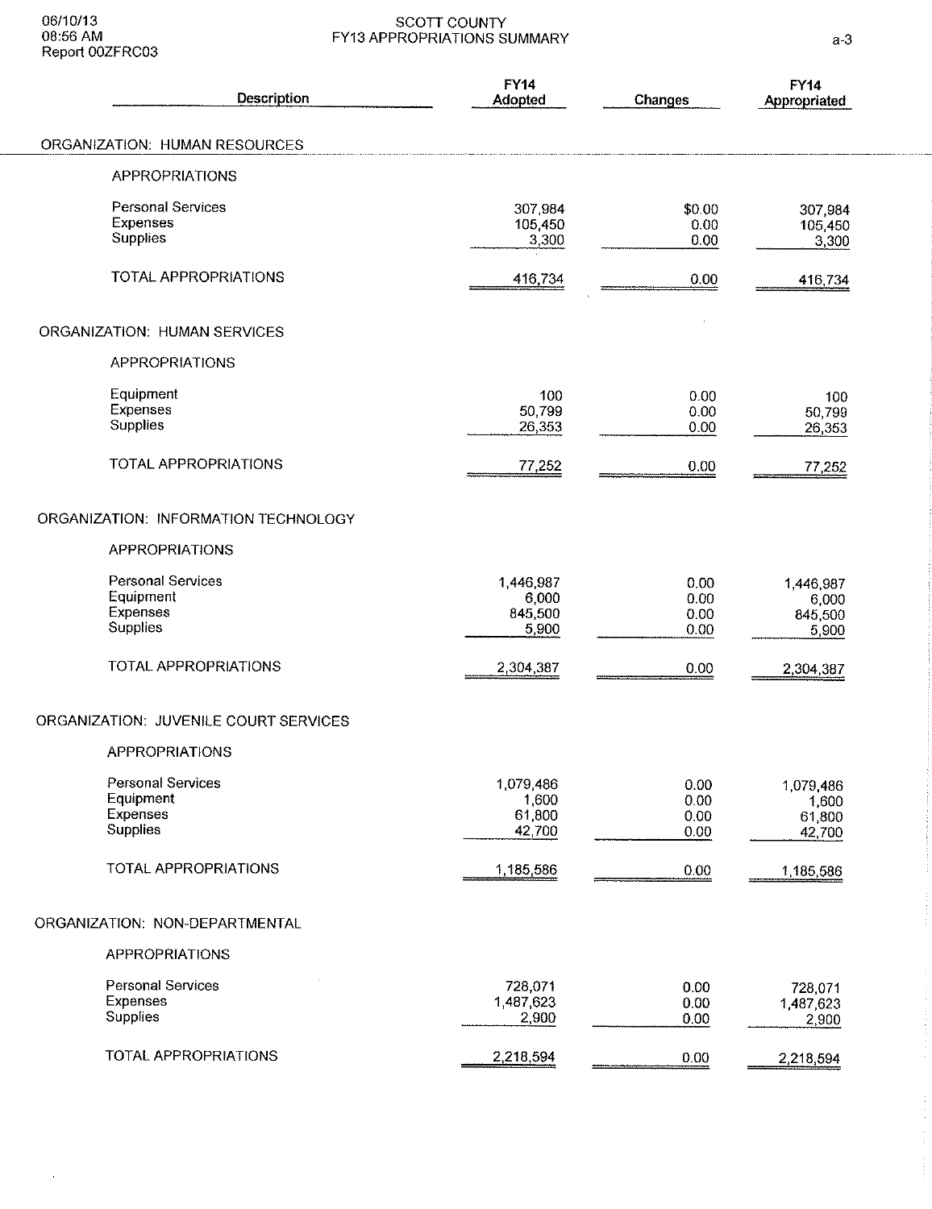# SCOTT COUNTY
## FY13 APPROPRIATIONS SUMMARY

| Description | FY14 Adopted | Changes | FY14 Appropriated |
|---|---|---|---|
| **ORGANIZATION: HUMAN RESOURCES** | | | |
| APPROPRIATIONS | | | |
| Personal Services | 307,984 | $0.00 | 307,984 |
| Expenses | 105,450 | 0.00 | 105,450 |
| Supplies | 3,300 | 0.00 | 3,300 |
| TOTAL APPROPRIATIONS | 416,734 | 0.00 | 416,734 |
| **ORGANIZATION: HUMAN SERVICES** | | | |
| APPROPRIATIONS | | | |
| Equipment | 100 | 0.00 | 100 |
| Expenses | 50,799 | 0.00 | 50,799 |
| Supplies | 26,353 | 0.00 | 26,353 |
| TOTAL APPROPRIATIONS | 77,252 | 0.00 | 77,252 |
| **ORGANIZATION: INFORMATION TECHNOLOGY** | | | |
| APPROPRIATIONS | | | |
| Personal Services | 1,446,987 | 0.00 | 1,446,987 |
| Equipment | 6,000 | 0.00 | 6,000 |
| Expenses | 845,500 | 0.00 | 845,500 |
| Supplies | 5,900 | 0.00 | 5,900 |
| TOTAL APPROPRIATIONS | 2,304,387 | 0.00 | 2,304,387 |
| **ORGANIZATION: JUVENILE COURT SERVICES** | | | |
| APPROPRIATIONS | | | |
| Personal Services | 1,079,486 | 0.00 | 1,079,486 |
| Equipment | 1,600 | 0.00 | 1,600 |
| Expenses | 61,800 | 0.00 | 61,800 |
| Supplies | 42,700 | 0.00 | 42,700 |
| TOTAL APPROPRIATIONS | 1,185,586 | 0.00 | 1,185,586 |
| **ORGANIZATION: NON-DEPARTMENTAL** | | | |
| APPROPRIATIONS | | | |
| Personal Services | 728,071 | 0.00 | 728,071 |
| Expenses | 1,487,623 | 0.00 | 1,487,623 |
| Supplies | 2,900 | 0.00 | 2,900 |
| TOTAL APPROPRIATIONS | 2,218,594 | 0.00 | 2,218,594 |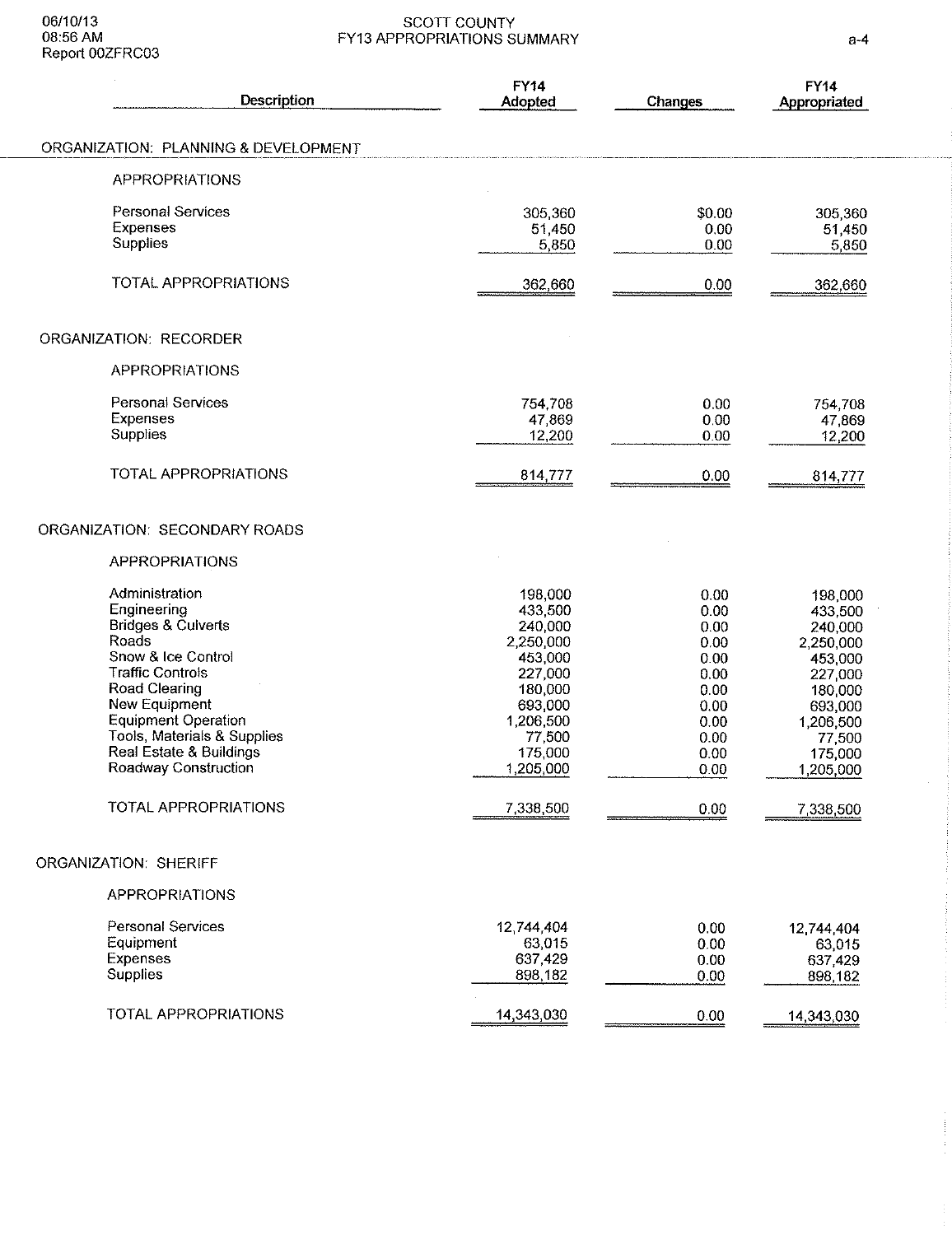06/10/13
08:56 AM
Report 00ZFRC03

# SCOTT COUNTY
## FY13 APPROPRIATIONS SUMMARY

| Description | FY14 Adopted | Changes | FY14 Appropriated |
|---|---|---|---|
| **ORGANIZATION: PLANNING & DEVELOPMENT** | | | |
| APPROPRIATIONS | | | |
| Personal Services | 305,360 | $0.00 | 305,360 |
| Expenses | 51,450 | 0.00 | 51,450 |
| Supplies | 5,850 | 0.00 | 5,850 |
| TOTAL APPROPRIATIONS | 362,660 | 0.00 | 362,660 |
| **ORGANIZATION: RECORDER** | | | |
| APPROPRIATIONS | | | |
| Personal Services | 754,708 | 0.00 | 754,708 |
| Expenses | 47,869 | 0.00 | 47,869 |
| Supplies | 12,200 | 0.00 | 12,200 |
| TOTAL APPROPRIATIONS | 814,777 | 0.00 | 814,777 |
| **ORGANIZATION: SECONDARY ROADS** | | | |
| APPROPRIATIONS | | | |
| Administration | 198,000 | 0.00 | 198,000 |
| Engineering | 433,500 | 0.00 | 433,500 |
| Bridges & Culverts | 240,000 | 0.00 | 240,000 |
| Roads | 2,250,000 | 0.00 | 2,250,000 |
| Snow & Ice Control | 453,000 | 0.00 | 453,000 |
| Traffic Controls | 227,000 | 0.00 | 227,000 |
| Road Clearing | 180,000 | 0.00 | 180,000 |
| New Equipment | 693,000 | 0.00 | 693,000 |
| Equipment Operation | 1,206,500 | 0.00 | 1,206,500 |
| Tools, Materials & Supplies | 77,500 | 0.00 | 77,500 |
| Real Estate & Buildings | 175,000 | 0.00 | 175,000 |
| Roadway Construction | 1,205,000 | 0.00 | 1,205,000 |
| TOTAL APPROPRIATIONS | 7,338,500 | 0.00 | 7,338,500 |
| **ORGANIZATION: SHERIFF** | | | |
| APPROPRIATIONS | | | |
| Personal Services | 12,744,404 | 0.00 | 12,744,404 |
| Equipment | 63,015 | 0.00 | 63,015 |
| Expenses | 637,429 | 0.00 | 637,429 |
| Supplies | 898,182 | 0.00 | 898,182 |
| TOTAL APPROPRIATIONS | 14,343,030 | 0.00 | 14,343,030 |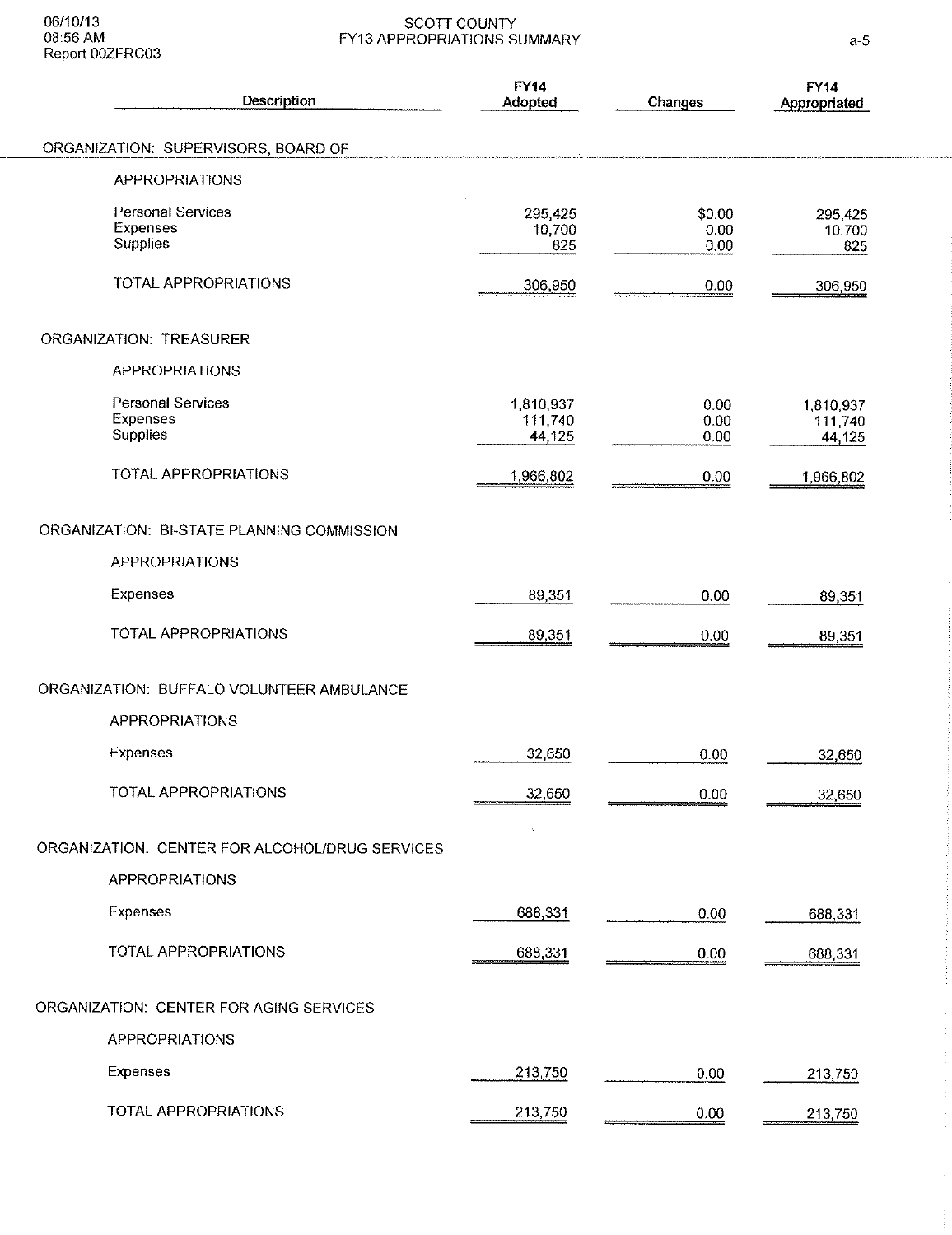# SCOTT COUNTY
## FY13 APPROPRIATIONS SUMMARY

06/10/13
08:56 AM
Report 00ZFRC03

| Description | FY14 Adopted | Changes | FY14 Appropriated |
|---|---|---|---|
| **ORGANIZATION: SUPERVISORS, BOARD OF** | | | |
| APPROPRIATIONS | | | |
| Personal Services | 295,425 | $0.00 | 295,425 |
| Expenses | 10,700 | 0.00 | 10,700 |
| Supplies | 825 | 0.00 | 825 |
| TOTAL APPROPRIATIONS | 306,950 | 0.00 | 306,950 |
| **ORGANIZATION: TREASURER** | | | |
| APPROPRIATIONS | | | |
| Personal Services | 1,810,937 | 0.00 | 1,810,937 |
| Expenses | 111,740 | 0.00 | 111,740 |
| Supplies | 44,125 | 0.00 | 44,125 |
| TOTAL APPROPRIATIONS | 1,966,802 | 0.00 | 1,966,802 |
| **ORGANIZATION: BI-STATE PLANNING COMMISSION** | | | |
| APPROPRIATIONS | | | |
| Expenses | 89,351 | 0.00 | 89,351 |
| TOTAL APPROPRIATIONS | 89,351 | 0.00 | 89,351 |
| **ORGANIZATION: BUFFALO VOLUNTEER AMBULANCE** | | | |
| APPROPRIATIONS | | | |
| Expenses | 32,650 | 0.00 | 32,650 |
| TOTAL APPROPRIATIONS | 32,650 | 0.00 | 32,650 |
| **ORGANIZATION: CENTER FOR ALCOHOL/DRUG SERVICES** | | | |
| APPROPRIATIONS | | | |
| Expenses | 688,331 | 0.00 | 688,331 |
| TOTAL APPROPRIATIONS | 688,331 | 0.00 | 688,331 |
| **ORGANIZATION: CENTER FOR AGING SERVICES** | | | |
| APPROPRIATIONS | | | |
| Expenses | 213,750 | 0.00 | 213,750 |
| TOTAL APPROPRIATIONS | 213,750 | 0.00 | 213,750 |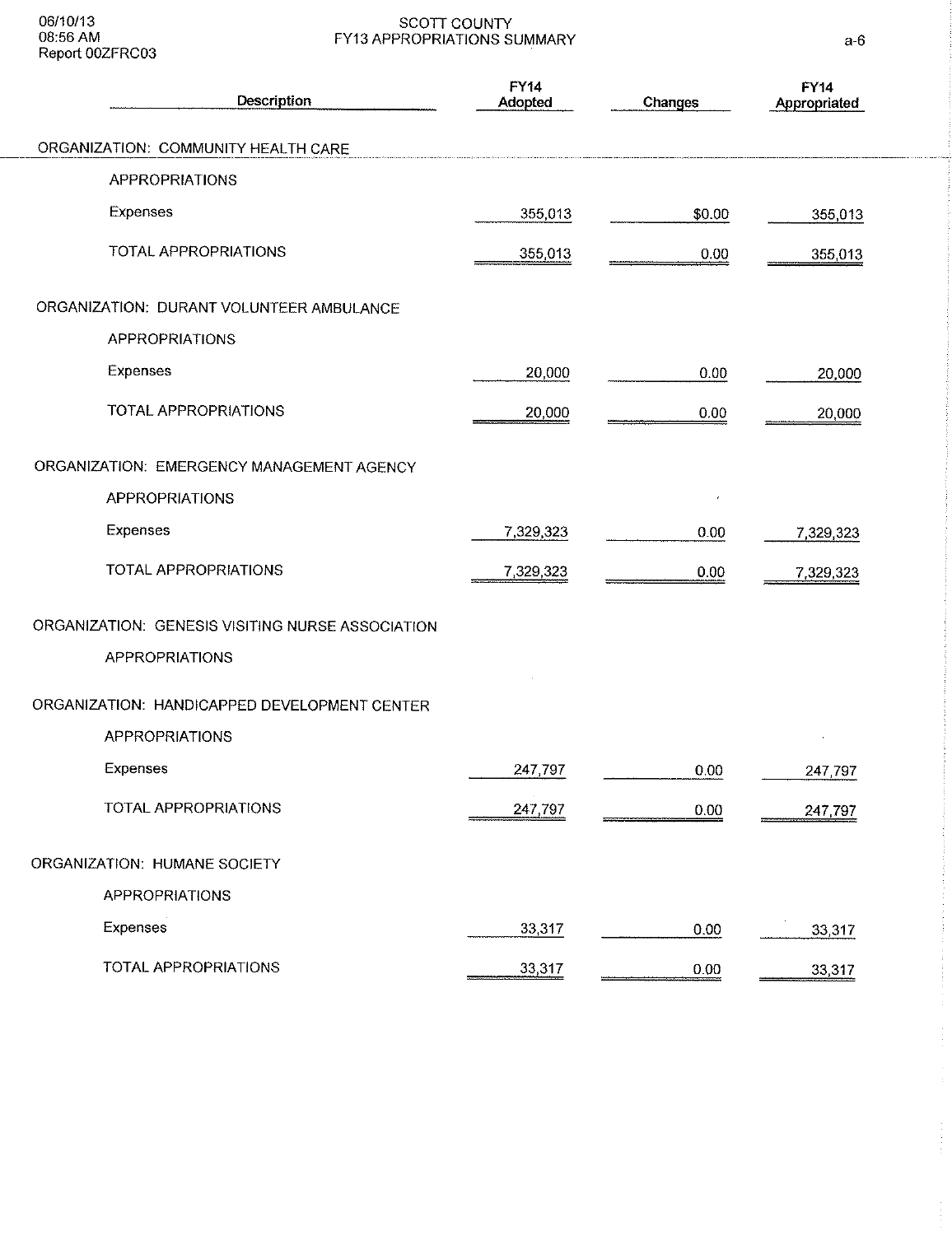# SCOTT COUNTY
## FY13 APPROPRIATIONS SUMMARY

06/10/13
08:56 AM
Report 00ZFRC03

| Description | FY14 Adopted | Changes | FY14 Appropriated |
|---|---|---|---|
| **ORGANIZATION: COMMUNITY HEALTH CARE** | | | |
| APPROPRIATIONS | | | |
| Expenses | 355,013 | $0.00 | 355,013 |
| TOTAL APPROPRIATIONS | 355,013 | 0.00 | 355,013 |
| **ORGANIZATION: DURANT VOLUNTEER AMBULANCE** | | | |
| APPROPRIATIONS | | | |
| Expenses | 20,000 | 0.00 | 20,000 |
| TOTAL APPROPRIATIONS | 20,000 | 0.00 | 20,000 |
| **ORGANIZATION: EMERGENCY MANAGEMENT AGENCY** | | | |
| APPROPRIATIONS | | | |
| Expenses | 7,329,323 | 0.00 | 7,329,323 |
| TOTAL APPROPRIATIONS | 7,329,323 | 0.00 | 7,329,323 |
| **ORGANIZATION: GENESIS VISITING NURSE ASSOCIATION** | | | |
| APPROPRIATIONS | | | |
| **ORGANIZATION: HANDICAPPED DEVELOPMENT CENTER** | | | |
| APPROPRIATIONS | | | |
| Expenses | 247,797 | 0.00 | 247,797 |
| TOTAL APPROPRIATIONS | 247,797 | 0.00 | 247,797 |
| **ORGANIZATION: HUMANE SOCIETY** | | | |
| APPROPRIATIONS | | | |
| Expenses | 33,317 | 0.00 | 33,317 |
| TOTAL APPROPRIATIONS | 33,317 | 0.00 | 33,317 |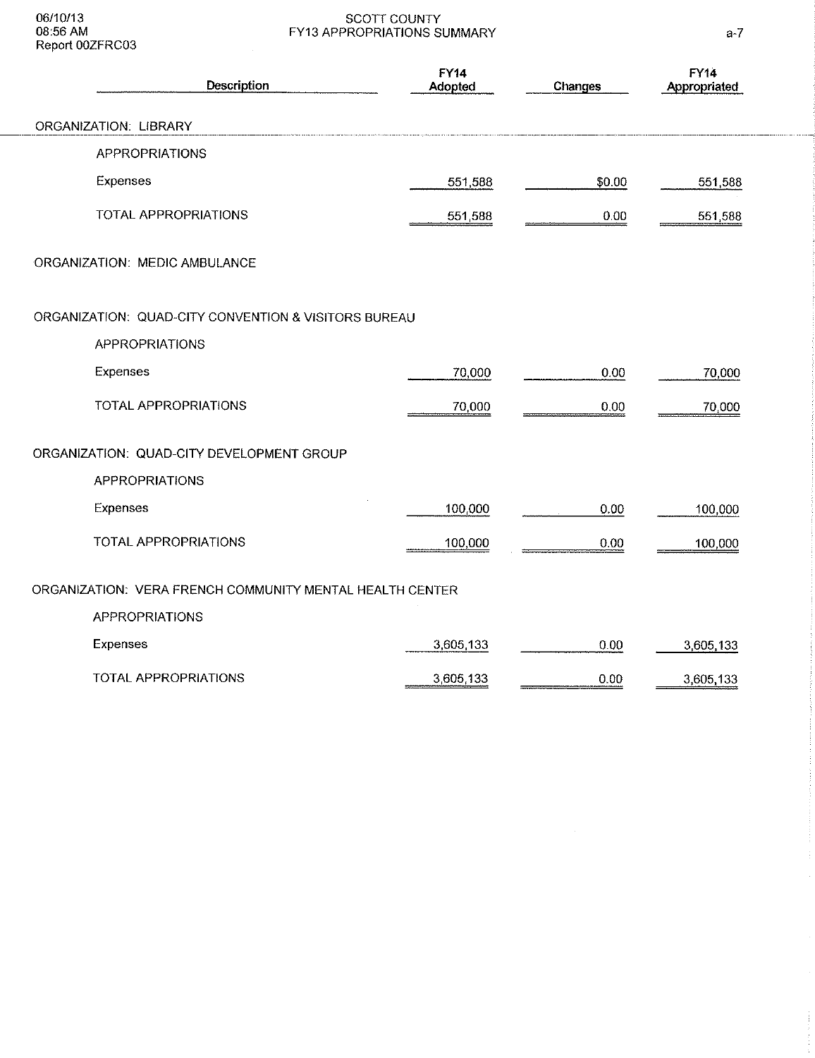SCOTT COUNTY
FY13 APPROPRIATIONS SUMMARY

06/10/13
08:56 AM
Report 00ZFRC03

| Description | FY14 Adopted | Changes | FY14 Appropriated |
|---|---|---|---|
| **ORGANIZATION: LIBRARY** | | | |
| APPROPRIATIONS | | | |
| Expenses | 551,588 | $0.00 | 551,588 |
| TOTAL APPROPRIATIONS | 551,588 | 0.00 | 551,588 |
| **ORGANIZATION: MEDIC AMBULANCE** | | | |
| **ORGANIZATION: QUAD-CITY CONVENTION & VISITORS BUREAU** | | | |
| APPROPRIATIONS | | | |
| Expenses | 70,000 | 0.00 | 70,000 |
| TOTAL APPROPRIATIONS | 70,000 | 0.00 | 70,000 |
| **ORGANIZATION: QUAD-CITY DEVELOPMENT GROUP** | | | |
| APPROPRIATIONS | | | |
| Expenses | 100,000 | 0.00 | 100,000 |
| TOTAL APPROPRIATIONS | 100,000 | 0.00 | 100,000 |
| **ORGANIZATION: VERA FRENCH COMMUNITY MENTAL HEALTH CENTER** | | | |
| APPROPRIATIONS | | | |
| Expenses | 3,605,133 | 0.00 | 3,605,133 |
| TOTAL APPROPRIATIONS | 3,605,133 | 0.00 | 3,605,133 |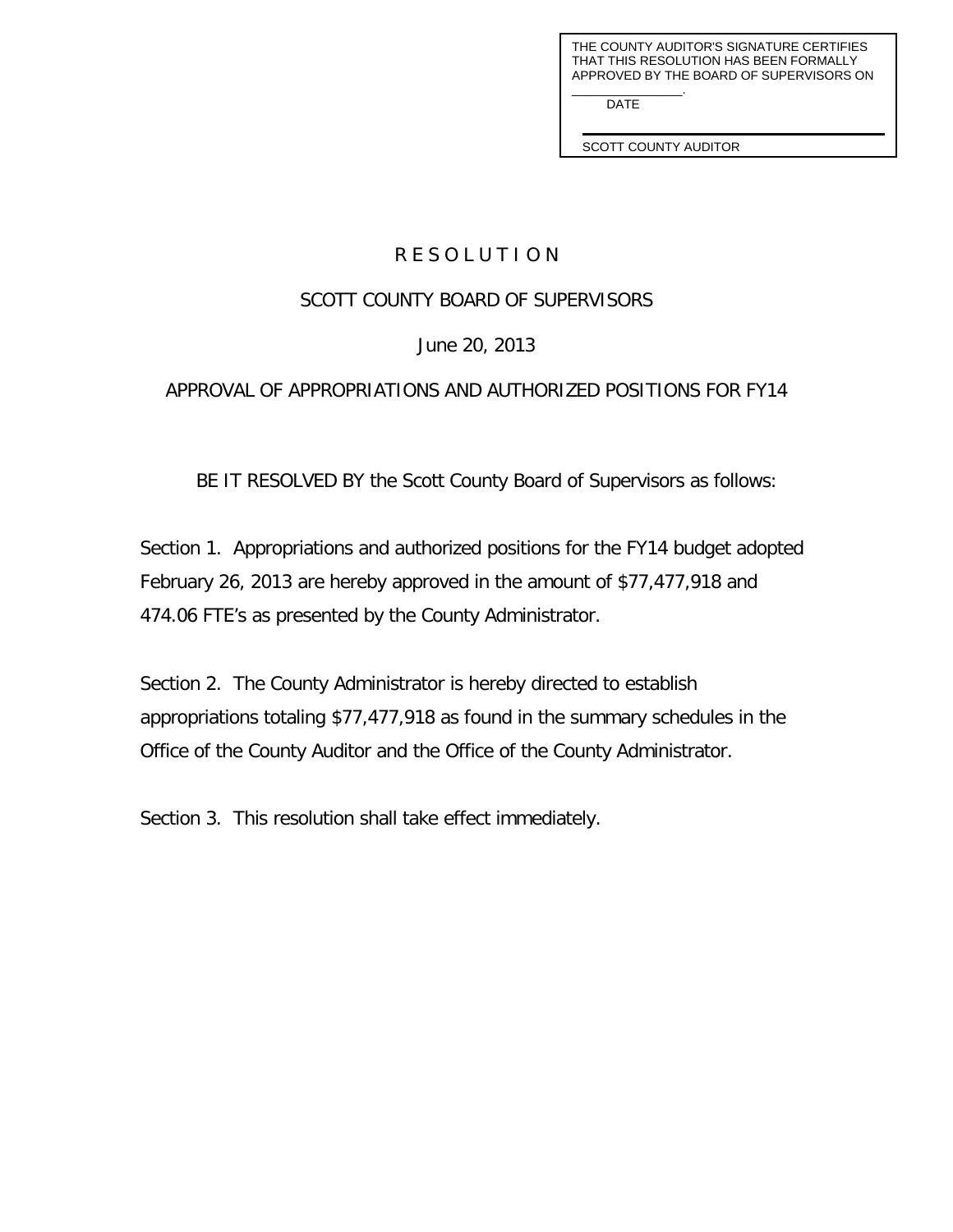THE COUNTY AUDITOR'S SIGNATURE CERTIFIES THAT THIS RESOLUTION HAS BEEN FORMALLY APPROVED BY THE BOARD OF SUPERVISORS ON

_______________.
DATE

_______________________________
SCOTT COUNTY AUDITOR

# R E S O L U T I O N

## SCOTT COUNTY BOARD OF SUPERVISORS

## June 20, 2013

## APPROVAL OF APPROPRIATIONS AND AUTHORIZED POSITIONS FOR FY14

BE IT RESOLVED BY the Scott County Board of Supervisors as follows:

Section 1. Appropriations and authorized positions for the FY14 budget adopted February 26, 2013 are hereby approved in the amount of $77,477,918 and 474.06 FTE's as presented by the County Administrator.

Section 2. The County Administrator is hereby directed to establish appropriations totaling $77,477,918 as found in the summary schedules in the Office of the County Auditor and the Office of the County Administrator.

Section 3. This resolution shall take effect immediately.